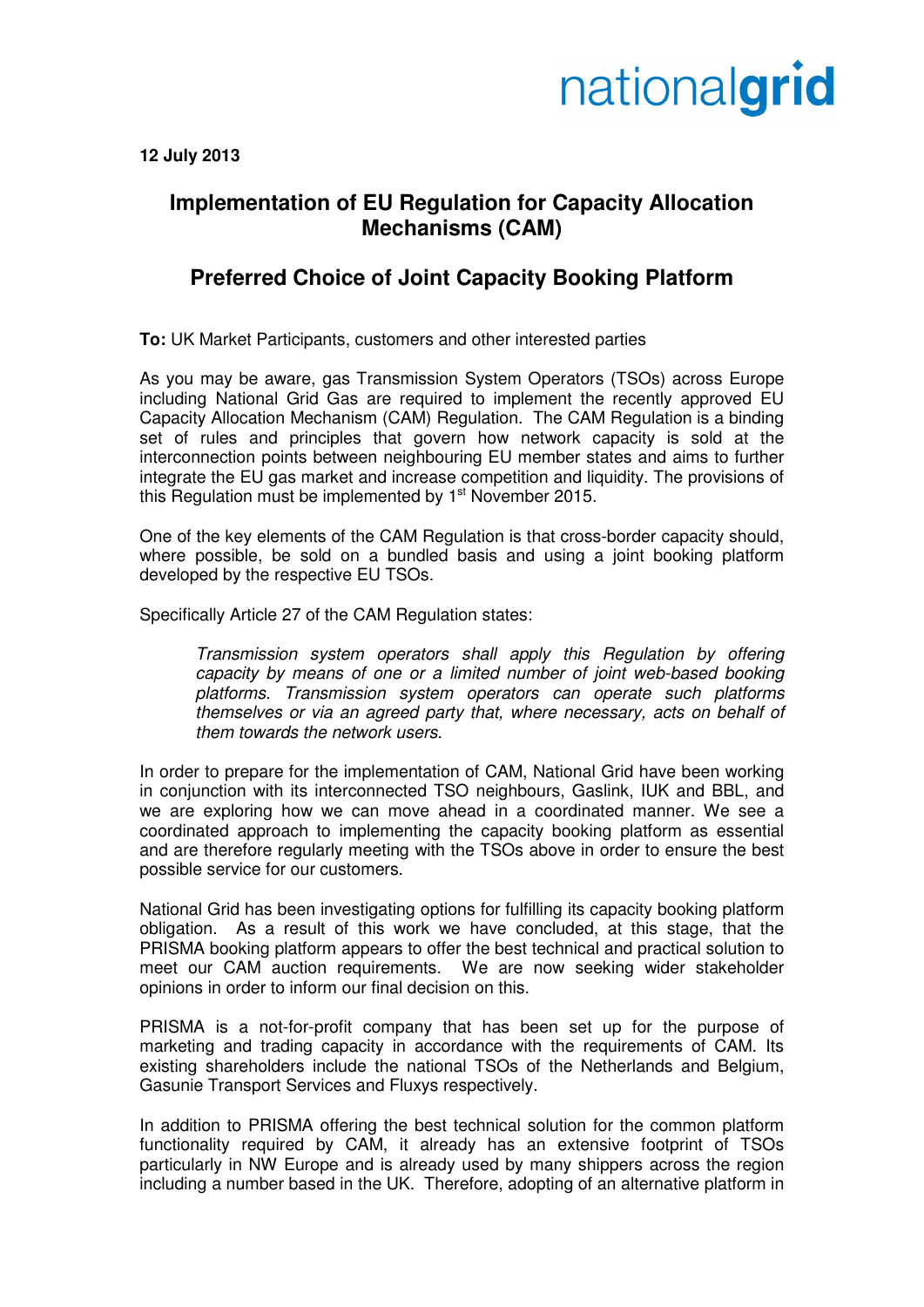nationalgrid

**12 July 2013**

# Implementation of EU Regulation for Capacity Allocation Mechanisms (CAM)

## Preferred Choice of Joint Capacity Booking Platform

**To:** UK Market Participants, customers and other interested parties

As you may be aware, gas Transmission System Operators (TSOs) across Europe including National Grid Gas are required to implement the recently approved EU Capacity Allocation Mechanism (CAM) Regulation. The CAM Regulation is a binding set of rules and principles that govern how network capacity is sold at the interconnection points between neighbouring EU member states and aims to further integrate the EU gas market and increase competition and liquidity. The provisions of this Regulation must be implemented by 1st November 2015.

One of the key elements of the CAM Regulation is that cross-border capacity should, where possible, be sold on a bundled basis and using a joint booking platform developed by the respective EU TSOs.

Specifically Article 27 of the CAM Regulation states:

> *Transmission system operators shall apply this Regulation by offering capacity by means of one or a limited number of joint web-based booking platforms. Transmission system operators can operate such platforms themselves or via an agreed party that, where necessary, acts on behalf of them towards the network users.*

In order to prepare for the implementation of CAM, National Grid have been working in conjunction with its interconnected TSO neighbours, Gaslink, IUK and BBL, and we are exploring how we can move ahead in a coordinated manner. We see a coordinated approach to implementing the capacity booking platform as essential and are therefore regularly meeting with the TSOs above in order to ensure the best possible service for our customers.

National Grid has been investigating options for fulfilling its capacity booking platform obligation. As a result of this work we have concluded, at this stage, that the PRISMA booking platform appears to offer the best technical and practical solution to meet our CAM auction requirements. We are now seeking wider stakeholder opinions in order to inform our final decision on this.

PRISMA is a not-for-profit company that has been set up for the purpose of marketing and trading capacity in accordance with the requirements of CAM. Its existing shareholders include the national TSOs of the Netherlands and Belgium, Gasunie Transport Services and Fluxys respectively.

In addition to PRISMA offering the best technical solution for the common platform functionality required by CAM, it already has an extensive footprint of TSOs particularly in NW Europe and is already used by many shippers across the region including a number based in the UK. Therefore, adopting of an alternative platform in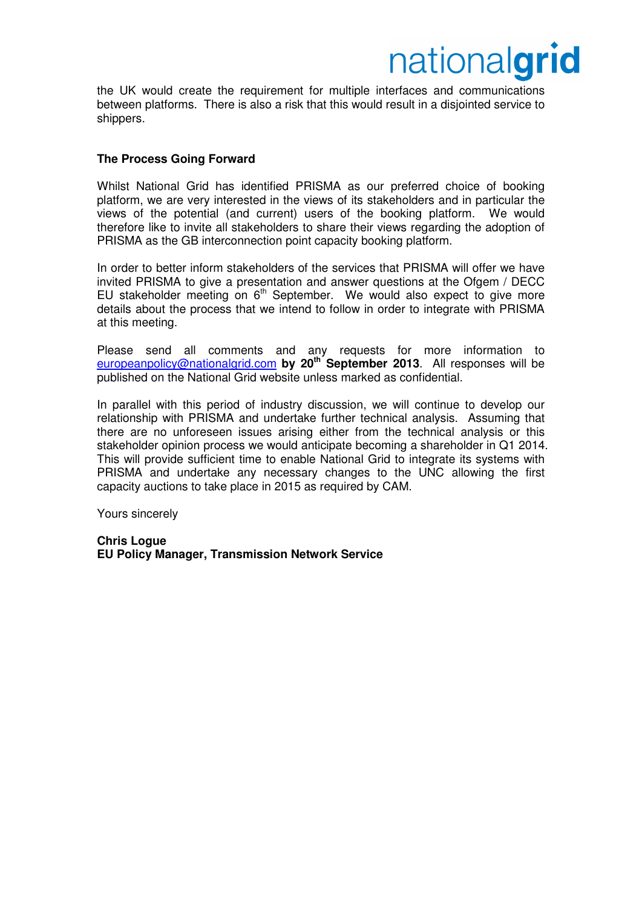the UK would create the requirement for multiple interfaces and communications between platforms. There is also a risk that this would result in a disjointed service to shippers.

**The Process Going Forward**

Whilst National Grid has identified PRISMA as our preferred choice of booking platform, we are very interested in the views of its stakeholders and in particular the views of the potential (and current) users of the booking platform. We would therefore like to invite all stakeholders to share their views regarding the adoption of PRISMA as the GB interconnection point capacity booking platform.

In order to better inform stakeholders of the services that PRISMA will offer we have invited PRISMA to give a presentation and answer questions at the Ofgem / DECC EU stakeholder meeting on 6th September. We would also expect to give more details about the process that we intend to follow in order to integrate with PRISMA at this meeting.

Please send all comments and any requests for more information to europeanpolicy@nationalgrid.com **by 20th September 2013**. All responses will be published on the National Grid website unless marked as confidential.

In parallel with this period of industry discussion, we will continue to develop our relationship with PRISMA and undertake further technical analysis. Assuming that there are no unforeseen issues arising either from the technical analysis or this stakeholder opinion process we would anticipate becoming a shareholder in Q1 2014. This will provide sufficient time to enable National Grid to integrate its systems with PRISMA and undertake any necessary changes to the UNC allowing the first capacity auctions to take place in 2015 as required by CAM.

Yours sincerely

**Chris Logue**
**EU Policy Manager, Transmission Network Service**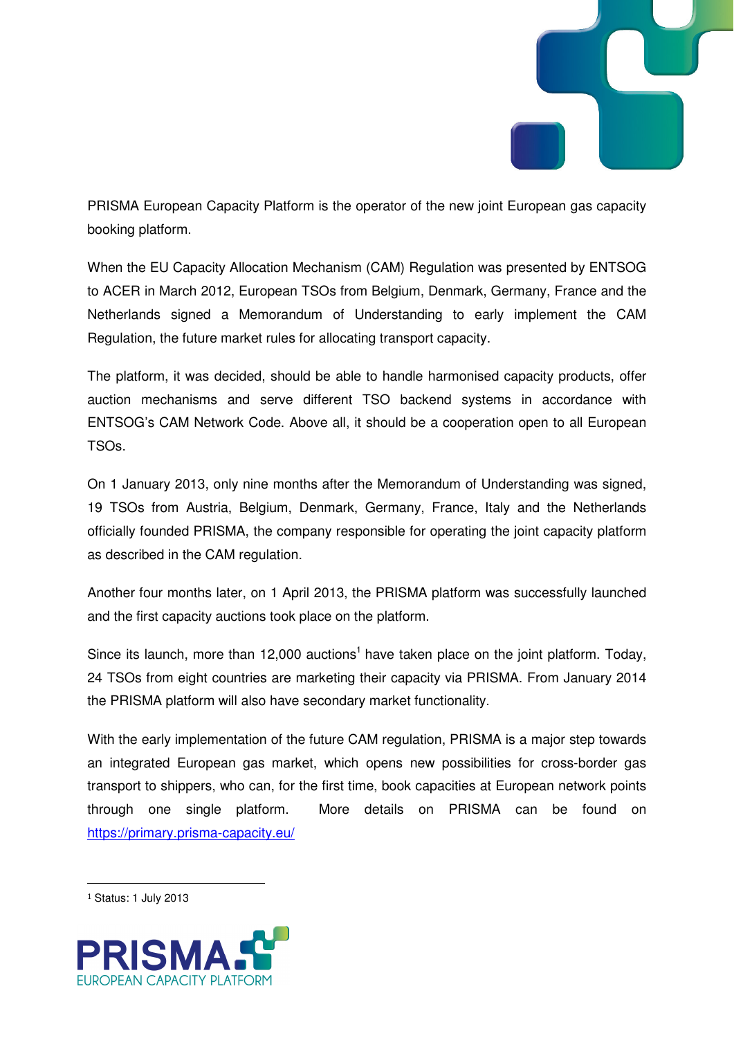PRISMA European Capacity Platform is the operator of the new joint European gas capacity booking platform.

When the EU Capacity Allocation Mechanism (CAM) Regulation was presented by ENTSOG to ACER in March 2012, European TSOs from Belgium, Denmark, Germany, France and the Netherlands signed a Memorandum of Understanding to early implement the CAM Regulation, the future market rules for allocating transport capacity.

The platform, it was decided, should be able to handle harmonised capacity products, offer auction mechanisms and serve different TSO backend systems in accordance with ENTSOG's CAM Network Code. Above all, it should be a cooperation open to all European TSOs.

On 1 January 2013, only nine months after the Memorandum of Understanding was signed, 19 TSOs from Austria, Belgium, Denmark, Germany, France, Italy and the Netherlands officially founded PRISMA, the company responsible for operating the joint capacity platform as described in the CAM regulation.

Another four months later, on 1 April 2013, the PRISMA platform was successfully launched and the first capacity auctions took place on the platform.

Since its launch, more than 12,000 auctions[1] have taken place on the joint platform. Today, 24 TSOs from eight countries are marketing their capacity via PRISMA. From January 2014 the PRISMA platform will also have secondary market functionality.

With the early implementation of the future CAM regulation, PRISMA is a major step towards an integrated European gas market, which opens new possibilities for cross-border gas transport to shippers, who can, for the first time, book capacities at European network points through one single platform. More details on PRISMA can be found on https://primary.prisma-capacity.eu/

[1] Status: 1 July 2013

PRISMA
EUROPEAN CAPACITY PLATFORM